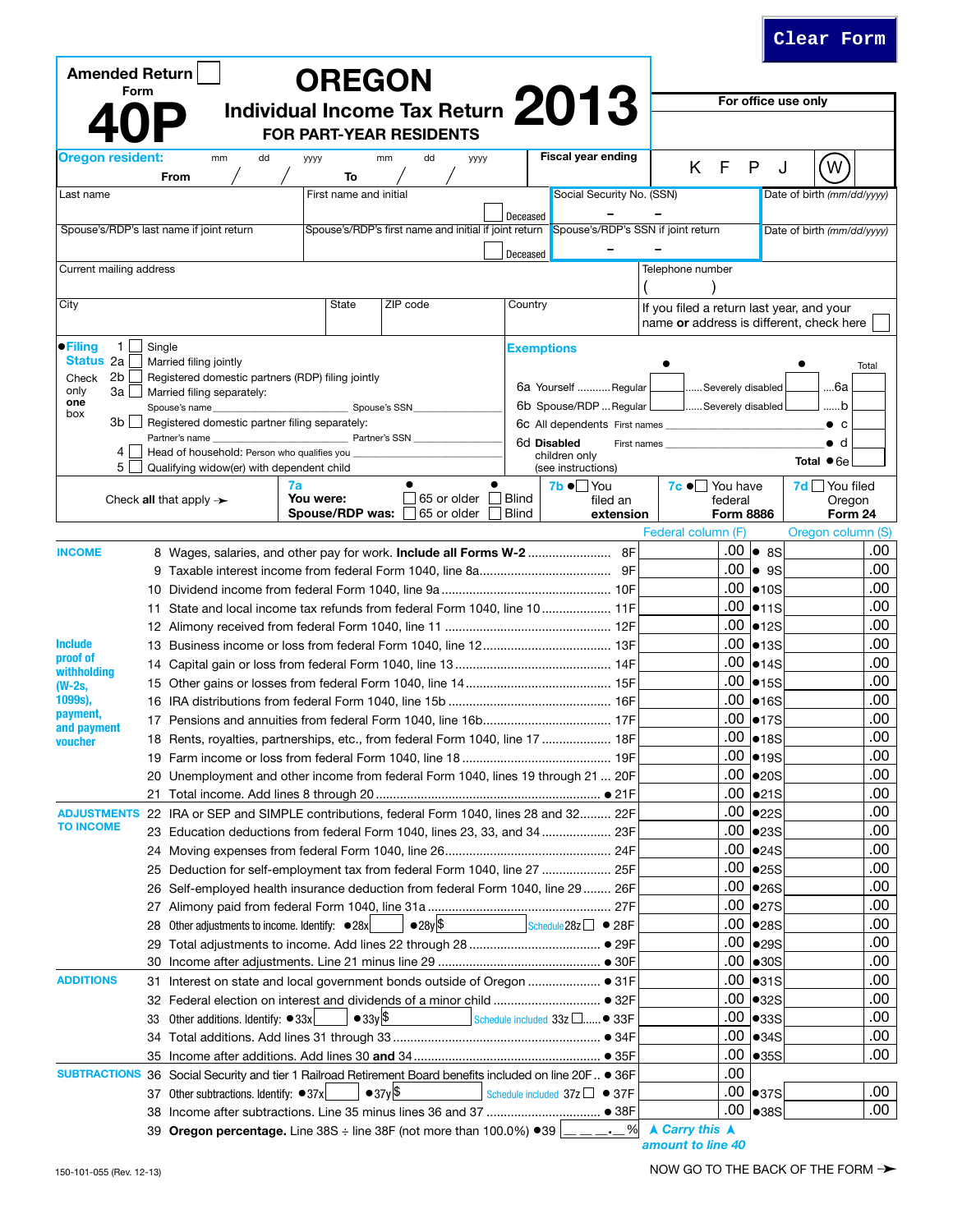Clear Form

Amended Return ☐

# OREGON Form 40P Individual Income Tax Return 2013

## FOR PART-YEAR RESIDENTS

For office use only

**Oregon resident:** From mm / dd / yyyy To mm / dd / yyyy

Fiscal year ending

K F P J (W)

| Last name | First name and initial | Social Security No. (SSN) | Date of birth *(mm/dd/yyyy)* |
|---|---|---|---|
| | ☐ Deceased | – – | |
| Spouse's/RDP's last name if joint return | Spouse's/RDP's first name and initial if joint return | Spouse's/RDP's SSN if joint return | Date of birth *(mm/dd/yyyy)* |
| | ☐ Deceased | – – | |

Current mailing address | Telephone number ( )

City | State | ZIP code | Country | If you filed a return last year, and your name **or** address is different, check here ☐

**●Filing Status** (Check only **one** box)

- 1 ☐ Single
- 2a ☐ Married filing jointly
- 2b ☐ Registered domestic partners (RDP) filing jointly
- 3a ☐ Married filing separately: Spouse's name ______ Spouse's SSN ______
- 3b ☐ Registered domestic partner filing separately: Partner's name ______ Partner's SSN ______
- 4 ☐ Head of household: Person who qualifies you ______
- 5 ☐ Qualifying widow(er) with dependent child

**Exemptions**

| | ● | | ● | Total |
|---|---|---|---|---|
| 6a Yourself ........... Regular | | ...... Severely disabled | | ....6a |
| 6b Spouse/RDP ... Regular | | ...... Severely disabled | | ......b |
| 6c All dependents First names ______ | | | | ● c |
| 6d **Disabled** children only (see instructions) First names ______ | | | | ● d |
| | | | | **Total** ●6e |

Check **all** that apply ➛ **7a** You were: ● ☐ 65 or older ● ☐ Blind; Spouse/RDP was: ☐ 65 or older ☐ Blind | **7b** ●☐ You filed an extension | **7c** ●☐ You have federal Form 8886 | **7d** ☐ You filed Oregon Form 24

| | Line | | Federal column (F) | | Oregon column (S) |
|---|---|---|---|---|---|
| **INCOME** | 8 | Wages, salaries, and other pay for work. **Include all Forms W-2** ........ 8F | .00 | ● 8S | .00 |
| | 9 | Taxable interest income from federal Form 1040, line 8a ........ 9F | .00 | ● 9S | .00 |
| | 10 | Dividend income from federal Form 1040, line 9a ........ 10F | .00 | ●10S | .00 |
| | 11 | State and local income tax refunds from federal Form 1040, line 10 ........ 11F | .00 | ●11S | .00 |
| | 12 | Alimony received from federal Form 1040, line 11 ........ 12F | .00 | ●12S | .00 |
| Include proof of withholding (W-2s, 1099s), payment, and payment voucher | 13 | Business income or loss from federal Form 1040, line 12 ........ 13F | .00 | ●13S | .00 |
| | 14 | Capital gain or loss from federal Form 1040, line 13 ........ 14F | .00 | ●14S | .00 |
| | 15 | Other gains or losses from federal Form 1040, line 14 ........ 15F | .00 | ●15S | .00 |
| | 16 | IRA distributions from federal Form 1040, line 15b ........ 16F | .00 | ●16S | .00 |
| | 17 | Pensions and annuities from federal Form 1040, line 16b ........ 17F | .00 | ●17S | .00 |
| | 18 | Rents, royalties, partnerships, etc., from federal Form 1040, line 17 ........ 18F | .00 | ●18S | .00 |
| | 19 | Farm income or loss from federal Form 1040, line 18 ........ 19F | .00 | ●19S | .00 |
| | 20 | Unemployment and other income from federal Form 1040, lines 19 through 21 ... 20F | .00 | ●20S | .00 |
| | 21 | Total income. Add lines 8 through 20 ........ ● 21F | .00 | ●21S | .00 |
| **ADJUSTMENTS TO INCOME** | 22 | IRA or SEP and SIMPLE contributions, federal Form 1040, lines 28 and 32 ........ 22F | .00 | ●22S | .00 |
| | 23 | Education deductions from federal Form 1040, lines 23, 33, and 34 ........ 23F | .00 | ●23S | .00 |
| | 24 | Moving expenses from federal Form 1040, line 26 ........ 24F | .00 | ●24S | .00 |
| | 25 | Deduction for self-employment tax from federal Form 1040, line 27 ........ 25F | .00 | ●25S | .00 |
| | 26 | Self-employed health insurance deduction from federal Form 1040, line 29 ........ 26F | .00 | ●26S | .00 |
| | 27 | Alimony paid from federal Form 1040, line 31a ........ 27F | .00 | ●27S | .00 |
| | 28 | Other adjustments to income. Identify: ●28x ______ ●28y $ ______ Schedule 28z ☐ ● 28F | .00 | ●28S | .00 |
| | 29 | Total adjustments to income. Add lines 22 through 28 ........ ● 29F | .00 | ●29S | .00 |
| | 30 | Income after adjustments. Line 21 minus line 29 ........ ● 30F | .00 | ●30S | .00 |
| **ADDITIONS** | 31 | Interest on state and local government bonds outside of Oregon ........ ● 31F | .00 | ●31S | .00 |
| | 32 | Federal election on interest and dividends of a minor child ........ ● 32F | .00 | ●32S | .00 |
| | 33 | Other additions. Identify: ●33x ______ ●33y $ ______ Schedule included 33z ☐ ...... ● 33F | .00 | ●33S | .00 |
| | 34 | Total additions. Add lines 31 through 33 ........ ● 34F | .00 | ●34S | .00 |
| | 35 | Income after additions. Add lines 30 **and** 34 ........ ● 35F | .00 | ●35S | .00 |
| **SUBTRACTIONS** | 36 | Social Security and tier 1 Railroad Retirement Board benefits included on line 20F .. ● 36F | .00 | | |
| | 37 | Other subtractions. Identify: ●37x ______ ●37y $ ______ Schedule included 37z ☐ ● 37F | .00 | ●37S | .00 |
| | 38 | Income after subtractions. Line 35 minus lines 36 and 37 ........ ● 38F | .00 | ●38S | .00 |
| | 39 | **Oregon percentage.** Line 38S ÷ line 38F (not more than 100.0%) ●39 \_\_\_.\_ % | ▲ *Carry this* ▲ *amount to line 40* | | |

150-101-055 (Rev. 12-13)

NOW GO TO THE BACK OF THE FORM ➛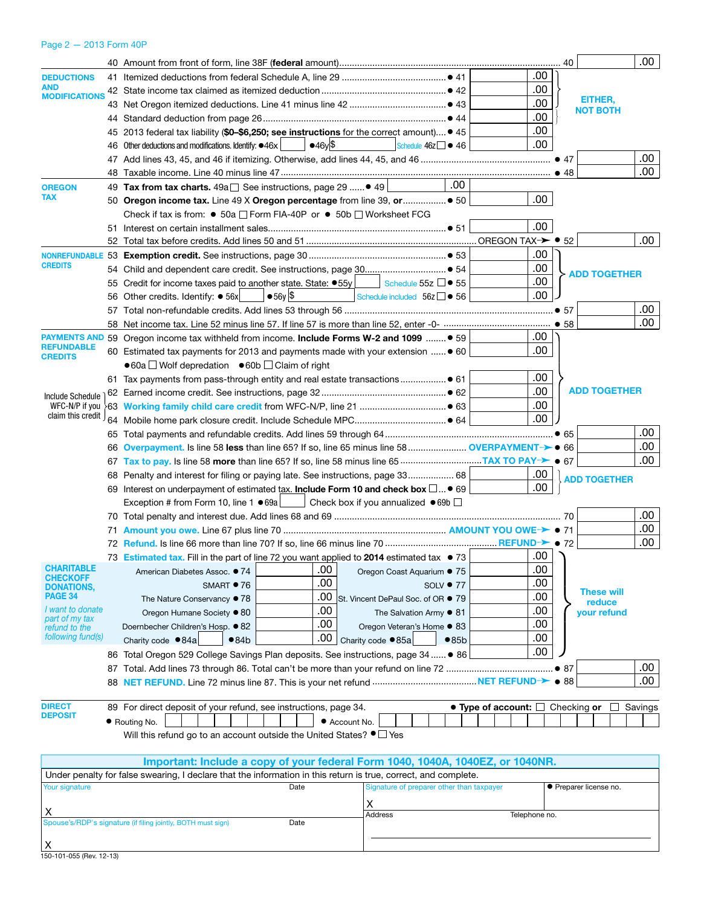Page 2 — 2013 Form 40P

40 Amount from front of form, line 38F (**federal** amount) ..... 40 .00

**DEDUCTIONS AND MODIFICATIONS**

41 Itemized deductions from federal Schedule A, line 29 ..... ● 41 .00
42 State income tax claimed as itemized deduction ..... ● 42 .00
43 Net Oregon itemized deductions. Line 41 minus line 42 ..... ● 43 .00
44 Standard deduction from page 26 ..... ● 44 .00

**EITHER, NOT BOTH**

45 2013 federal tax liability (**$0–$6,250; see instructions** for the correct amount) ..... ● 45 .00
46 Other deductions and modifications. Identify: ●46x ____ ●46y $ ____ Schedule 46z ☐ ● 46 .00
47 Add lines 43, 45, and 46 if itemizing. Otherwise, add lines 44, 45, and 46 ..... ● 47 .00
48 Taxable income. Line 40 minus line 47 ..... ● 48 .00

**OREGON TAX**

49 **Tax from tax charts.** 49a ☐ See instructions, page 29 ..... ● 49 .00
50 **Oregon income tax.** Line 49 X **Oregon percentage** from line 39, **or** ..... ● 50 .00
Check if tax is from: ● 50a ☐ Form FIA-40P or ● 50b ☐ Worksheet FCG
51 Interest on certain installment sales ..... ● 51 .00
52 Total tax before credits. Add lines 50 and 51 ..... OREGON TAX ➤ ● 52 .00

**NONREFUNDABLE CREDITS**

53 **Exemption credit.** See instructions, page 30 ..... ● 53 .00
54 Child and dependent care credit. See instructions, page 30 ..... ● 54 .00
55 Credit for income taxes paid to another state. State: ●55y ____ Schedule 55z ☐ ● 55 .00
56 Other credits. Identify: ● 56x ____ ●56y $ ____ Schedule included 56z ☐ ● 56 .00

**ADD TOGETHER**

57 Total non-refundable credits. Add lines 53 through 56 ..... ● 57 .00
58 Net income tax. Line 52 minus line 57. If line 57 is more than line 52, enter -0- ..... ● 58 .00

**PAYMENTS AND REFUNDABLE CREDITS**

59 Oregon income tax withheld from income. **Include Forms W-2 and 1099** ..... ● 59 .00
60 Estimated tax payments for 2013 and payments made with your extension ..... ● 60 .00
●60a ☐ Wolf depredation ●60b ☐ Claim of right
61 Tax payments from pass-through entity and real estate transactions ..... ● 61 .00
62 Earned income credit. See instructions, page 32 ..... ● 62 .00
63 **Working family child care credit** from WFC-N/P, line 21 ..... ● 63 .00
64 Mobile home park closure credit. Include Schedule MPC ..... ● 64 .00

Include Schedule WFC-N/P if you claim this credit

**ADD TOGETHER**

65 Total payments and refundable credits. Add lines 59 through 64 ..... ● 65 .00
66 **Overpayment.** Is line 58 **less** than line 65? If so, line 65 minus line 58 ..... OVERPAYMENT ➤ ● 66 .00
67 **Tax to pay.** Is line 58 **more** than line 65? If so, line 58 minus line 65 ..... TAX TO PAY ➤ ● 67 .00
68 Penalty and interest for filing or paying late. See instructions, page 33 ..... 68 .00
69 Interest on underpayment of estimated tax. **Include Form 10 and check box** ☐ ..... ● 69 .00
Exception # from Form 10, line 1 ●69a ____ Check box if you annualized ●69b ☐

**ADD TOGETHER**

70 Total penalty and interest due. Add lines 68 and 69 ..... 70 .00
71 **Amount you owe.** Line 67 plus line 70 ..... AMOUNT YOU OWE ➤ ● 71 .00
72 **Refund.** Is line 66 more than line 70? If so, line 66 minus line 70 ..... REFUND ➤ ● 72 .00
73 **Estimated tax.** Fill in the part of line 72 you want applied to **2014** estimated tax ● 73 .00

**CHARITABLE CHECKOFF DONATIONS, PAGE 34**

*I want to donate part of my tax refund to the following fund(s)*

| | | | |
|---|---|---|---|
| American Diabetes Assoc. ● 74 | .00 | Oregon Coast Aquarium ● 75 | .00 |
| SMART ● 76 | .00 | SOLV ● 77 | .00 |
| The Nature Conservancy ● 78 | .00 | St. Vincent DePaul Soc. of OR ● 79 | .00 |
| Oregon Humane Society ● 80 | .00 | The Salvation Army ● 81 | .00 |
| Doernbecher Children's Hosp. ● 82 | .00 | Oregon Veteran's Home ● 83 | .00 |
| Charity code ●84a ____ ●84b | .00 | Charity code ●85a ____ ●85b | .00 |

**These will reduce your refund**

86 Total Oregon 529 College Savings Plan deposits. See instructions, page 34 ..... ● 86 .00
87 Total. Add lines 73 through 86. Total can't be more than your refund on line 72 ..... ● 87 .00
88 **NET REFUND.** Line 72 minus line 87. This is your net refund ..... NET REFUND ➤ ● 88 .00

**DIRECT DEPOSIT**

89 For direct deposit of your refund, see instructions, page 34. ● **Type of account:** ☐ Checking **or** ☐ Savings
● Routing No. ____ ● Account No. ____
Will this refund go to an account outside the United States? ● ☐ Yes

**Important: Include a copy of your federal Form 1040, 1040A, 1040EZ, or 1040NR.**

Under penalty for false swearing, I declare that the information in this return is true, correct, and complete.

| | | | |
|---|---|---|---|
| Your signature<br>X | Date | Signature of preparer other than taxpayer<br>X | ● Preparer license no. |
| Spouse's/RDP's signature (if filing jointly, BOTH must sign)<br>X | Date | Address | Telephone no. |

150-101-055 (Rev. 12-13)